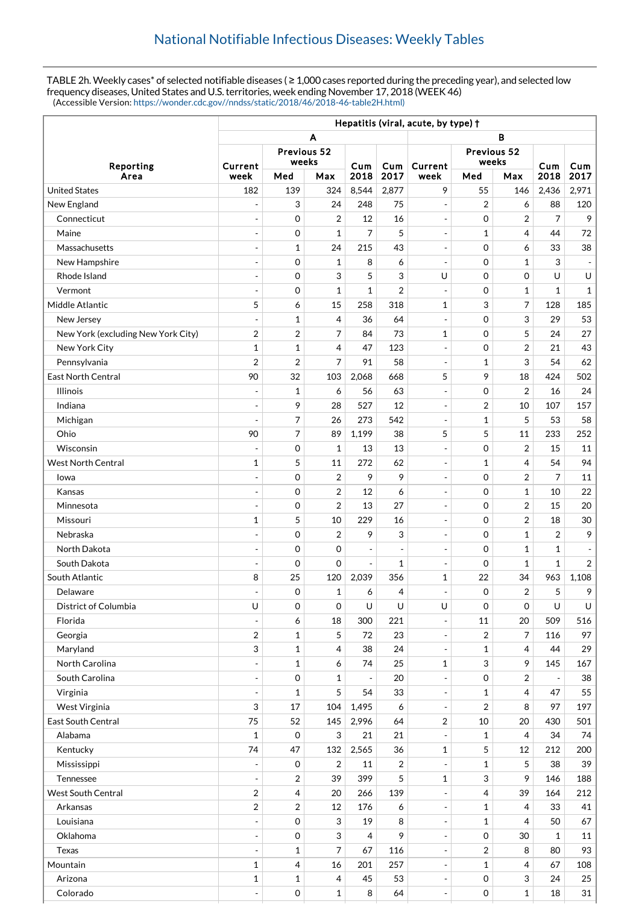# National Notifiable Infectious Diseases: Weekly Tables

TABLE 2h. Weekly cases* of selected notifiable diseases ( ≥ 1,000 cases reported during the preceding year), and selected low frequency diseases, United States and U.S. territories, week ending November 17, 2018 (WEEK 46)
(Accessible Version: https://wonder.cdc.gov//nndss/static/2018/46/2018-46-table2H.html)

| Reporting Area | Hepatitis (viral, acute, by type) † | | | | | | | | | |
|---|---|---|---|---|---|---|---|---|---|---|
| | A | | | | | B | | | | |
| | Current week | Previous 52 weeks Med | Previous 52 weeks Max | Cum 2018 | Cum 2017 | Current week | Previous 52 weeks Med | Previous 52 weeks Max | Cum 2018 | Cum 2017 |
| United States | 182 | 139 | 324 | 8,544 | 2,877 | 9 | 55 | 146 | 2,436 | 2,971 |
| New England | - | 3 | 24 | 248 | 75 | - | 2 | 6 | 88 | 120 |
| Connecticut | - | 0 | 2 | 12 | 16 | - | 0 | 2 | 7 | 9 |
| Maine | - | 0 | 1 | 7 | 5 | - | 1 | 4 | 44 | 72 |
| Massachusetts | - | 1 | 24 | 215 | 43 | - | 0 | 6 | 33 | 38 |
| New Hampshire | - | 0 | 1 | 8 | 6 | - | 0 | 1 | 3 | - |
| Rhode Island | - | 0 | 3 | 5 | 3 | U | 0 | 0 | U | U |
| Vermont | - | 0 | 1 | 1 | 2 | - | 0 | 1 | 1 | 1 |
| Middle Atlantic | 5 | 6 | 15 | 258 | 318 | 1 | 3 | 7 | 128 | 185 |
| New Jersey | - | 1 | 4 | 36 | 64 | - | 0 | 3 | 29 | 53 |
| New York (excluding New York City) | 2 | 2 | 7 | 84 | 73 | 1 | 0 | 5 | 24 | 27 |
| New York City | 1 | 1 | 4 | 47 | 123 | - | 0 | 2 | 21 | 43 |
| Pennsylvania | 2 | 2 | 7 | 91 | 58 | - | 1 | 3 | 54 | 62 |
| East North Central | 90 | 32 | 103 | 2,068 | 668 | 5 | 9 | 18 | 424 | 502 |
| Illinois | - | 1 | 6 | 56 | 63 | - | 0 | 2 | 16 | 24 |
| Indiana | - | 9 | 28 | 527 | 12 | - | 2 | 10 | 107 | 157 |
| Michigan | - | 7 | 26 | 273 | 542 | - | 1 | 5 | 53 | 58 |
| Ohio | 90 | 7 | 89 | 1,199 | 38 | 5 | 5 | 11 | 233 | 252 |
| Wisconsin | - | 0 | 1 | 13 | 13 | - | 0 | 2 | 15 | 11 |
| West North Central | 1 | 5 | 11 | 272 | 62 | - | 1 | 4 | 54 | 94 |
| Iowa | - | 0 | 2 | 9 | 9 | - | 0 | 2 | 7 | 11 |
| Kansas | - | 0 | 2 | 12 | 6 | - | 0 | 1 | 10 | 22 |
| Minnesota | - | 0 | 2 | 13 | 27 | - | 0 | 2 | 15 | 20 |
| Missouri | 1 | 5 | 10 | 229 | 16 | - | 0 | 2 | 18 | 30 |
| Nebraska | - | 0 | 2 | 9 | 3 | - | 0 | 1 | 2 | 9 |
| North Dakota | - | 0 | 0 | - | - | - | 0 | 1 | 1 | - |
| South Dakota | - | 0 | 0 | - | 1 | - | 0 | 1 | 1 | 2 |
| South Atlantic | 8 | 25 | 120 | 2,039 | 356 | 1 | 22 | 34 | 963 | 1,108 |
| Delaware | - | 0 | 1 | 6 | 4 | - | 0 | 2 | 5 | 9 |
| District of Columbia | U | 0 | 0 | U | U | U | 0 | 0 | U | U |
| Florida | - | 6 | 18 | 300 | 221 | - | 11 | 20 | 509 | 516 |
| Georgia | 2 | 1 | 5 | 72 | 23 | - | 2 | 7 | 116 | 97 |
| Maryland | 3 | 1 | 4 | 38 | 24 | - | 1 | 4 | 44 | 29 |
| North Carolina | - | 1 | 6 | 74 | 25 | 1 | 3 | 9 | 145 | 167 |
| South Carolina | - | 0 | 1 | - | 20 | - | 0 | 2 | - | 38 |
| Virginia | - | 1 | 5 | 54 | 33 | - | 1 | 4 | 47 | 55 |
| West Virginia | 3 | 17 | 104 | 1,495 | 6 | - | 2 | 8 | 97 | 197 |
| East South Central | 75 | 52 | 145 | 2,996 | 64 | 2 | 10 | 20 | 430 | 501 |
| Alabama | 1 | 0 | 3 | 21 | 21 | - | 1 | 4 | 34 | 74 |
| Kentucky | 74 | 47 | 132 | 2,565 | 36 | 1 | 5 | 12 | 212 | 200 |
| Mississippi | - | 0 | 2 | 11 | 2 | - | 1 | 5 | 38 | 39 |
| Tennessee | - | 2 | 39 | 399 | 5 | 1 | 3 | 9 | 146 | 188 |
| West South Central | 2 | 4 | 20 | 266 | 139 | - | 4 | 39 | 164 | 212 |
| Arkansas | 2 | 2 | 12 | 176 | 6 | - | 1 | 4 | 33 | 41 |
| Louisiana | - | 0 | 3 | 19 | 8 | - | 1 | 4 | 50 | 67 |
| Oklahoma | - | 0 | 3 | 4 | 9 | - | 0 | 30 | 1 | 11 |
| Texas | - | 1 | 7 | 67 | 116 | - | 2 | 8 | 80 | 93 |
| Mountain | 1 | 4 | 16 | 201 | 257 | - | 1 | 4 | 67 | 108 |
| Arizona | 1 | 1 | 4 | 45 | 53 | - | 0 | 3 | 24 | 25 |
| Colorado | - | 0 | 1 | 8 | 64 | - | 0 | 1 | 18 | 31 |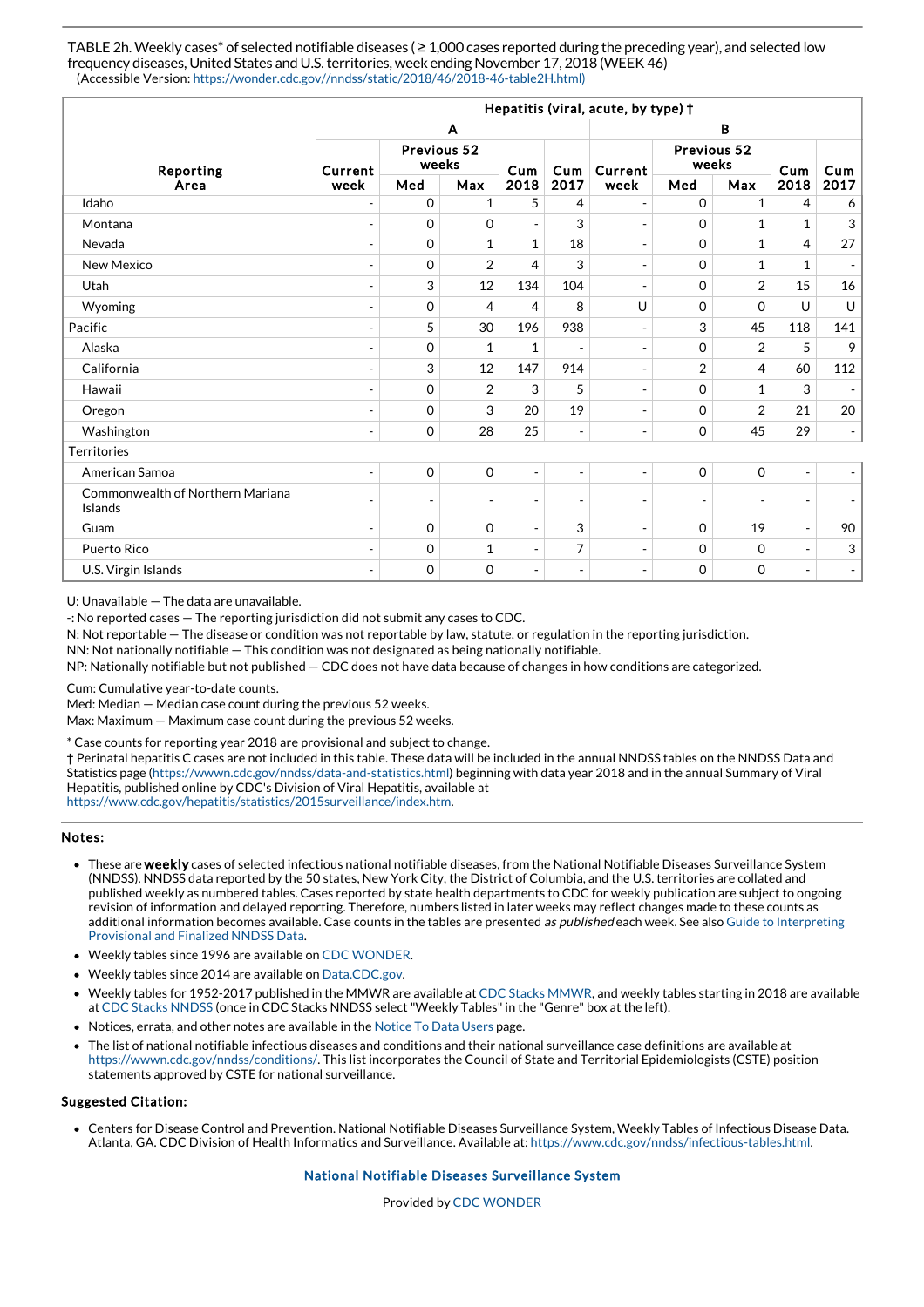TABLE 2h. Weekly cases* of selected notifiable diseases ( ≥ 1,000 cases reported during the preceding year), and selected low frequency diseases, United States and U.S. territories, week ending November 17, 2018 (WEEK 46)
(Accessible Version: https://wonder.cdc.gov//nndss/static/2018/46/2018-46-table2H.html)

| Reporting Area | Hepatitis (viral, acute, by type) † | | | | | | | | | |
|---|---|---|---|---|---|---|---|---|---|---|
| | A | | | | | B | | | | |
| | Current week | Previous 52 weeks | | Cum 2018 | Cum 2017 | Current week | Previous 52 weeks | | Cum 2018 | Cum 2017 |
| | | Med | Max | | | | Med | Max | | |
| Idaho | - | 0 | 1 | 5 | 4 | - | 0 | 1 | 4 | 6 |
| Montana | - | 0 | 0 | - | 3 | - | 0 | 1 | 1 | 3 |
| Nevada | - | 0 | 1 | 1 | 18 | - | 0 | 1 | 4 | 27 |
| New Mexico | - | 0 | 2 | 4 | 3 | - | 0 | 1 | 1 | - |
| Utah | - | 3 | 12 | 134 | 104 | - | 0 | 2 | 15 | 16 |
| Wyoming | - | 0 | 4 | 4 | 8 | U | 0 | 0 | U | U |
| Pacific | - | 5 | 30 | 196 | 938 | - | 3 | 45 | 118 | 141 |
| Alaska | - | 0 | 1 | 1 | - | - | 0 | 2 | 5 | 9 |
| California | - | 3 | 12 | 147 | 914 | - | 2 | 4 | 60 | 112 |
| Hawaii | - | 0 | 2 | 3 | 5 | - | 0 | 1 | 3 | - |
| Oregon | - | 0 | 3 | 20 | 19 | - | 0 | 2 | 21 | 20 |
| Washington | - | 0 | 28 | 25 | - | - | 0 | 45 | 29 | - |
| Territories | | | | | | | | | | |
| American Samoa | - | 0 | 0 | - | - | - | 0 | 0 | - | - |
| Commonwealth of Northern Mariana Islands | - | - | - | - | - | - | - | - | - | - |
| Guam | - | 0 | 0 | - | 3 | - | 0 | 19 | - | 90 |
| Puerto Rico | - | 0 | 1 | - | 7 | - | 0 | 0 | - | 3 |
| U.S. Virgin Islands | - | 0 | 0 | - | - | - | 0 | 0 | - | - |

U: Unavailable — The data are unavailable.
-: No reported cases — The reporting jurisdiction did not submit any cases to CDC.
N: Not reportable — The disease or condition was not reportable by law, statute, or regulation in the reporting jurisdiction.
NN: Not nationally notifiable — This condition was not designated as being nationally notifiable.
NP: Nationally notifiable but not published — CDC does not have data because of changes in how conditions are categorized.

Cum: Cumulative year-to-date counts.
Med: Median — Median case count during the previous 52 weeks.
Max: Maximum — Maximum case count during the previous 52 weeks.

\* Case counts for reporting year 2018 are provisional and subject to change.
† Perinatal hepatitis C cases are not included in this table. These data will be included in the annual NNDSS tables on the NNDSS Data and Statistics page (https://wwwn.cdc.gov/nndss/data-and-statistics.html) beginning with data year 2018 and in the annual Summary of Viral Hepatitis, published online by CDC's Division of Viral Hepatitis, available at https://www.cdc.gov/hepatitis/statistics/2015surveillance/index.htm.

**Notes:**

- These are **weekly** cases of selected infectious national notifiable diseases, from the National Notifiable Diseases Surveillance System (NNDSS). NNDSS data reported by the 50 states, New York City, the District of Columbia, and the U.S. territories are collated and published weekly as numbered tables. Cases reported by state health departments to CDC for weekly publication are subject to ongoing revision of information and delayed reporting. Therefore, numbers listed in later weeks may reflect changes made to these counts as additional information becomes available. Case counts in the tables are presented *as published* each week. See also Guide to Interpreting Provisional and Finalized NNDSS Data.
- Weekly tables since 1996 are available on CDC WONDER.
- Weekly tables since 2014 are available on Data.CDC.gov.
- Weekly tables for 1952-2017 published in the MMWR are available at CDC Stacks MMWR, and weekly tables starting in 2018 are available at CDC Stacks NNDSS (once in CDC Stacks NNDSS select "Weekly Tables" in the "Genre" box at the left).
- Notices, errata, and other notes are available in the Notice To Data Users page.
- The list of national notifiable infectious diseases and conditions and their national surveillance case definitions are available at https://wwwn.cdc.gov/nndss/conditions/. This list incorporates the Council of State and Territorial Epidemiologists (CSTE) position statements approved by CSTE for national surveillance.

**Suggested Citation:**

- Centers for Disease Control and Prevention. National Notifiable Diseases Surveillance System, Weekly Tables of Infectious Disease Data. Atlanta, GA. CDC Division of Health Informatics and Surveillance. Available at: https://www.cdc.gov/nndss/infectious-tables.html.

**National Notifiable Diseases Surveillance System**

Provided by CDC WONDER